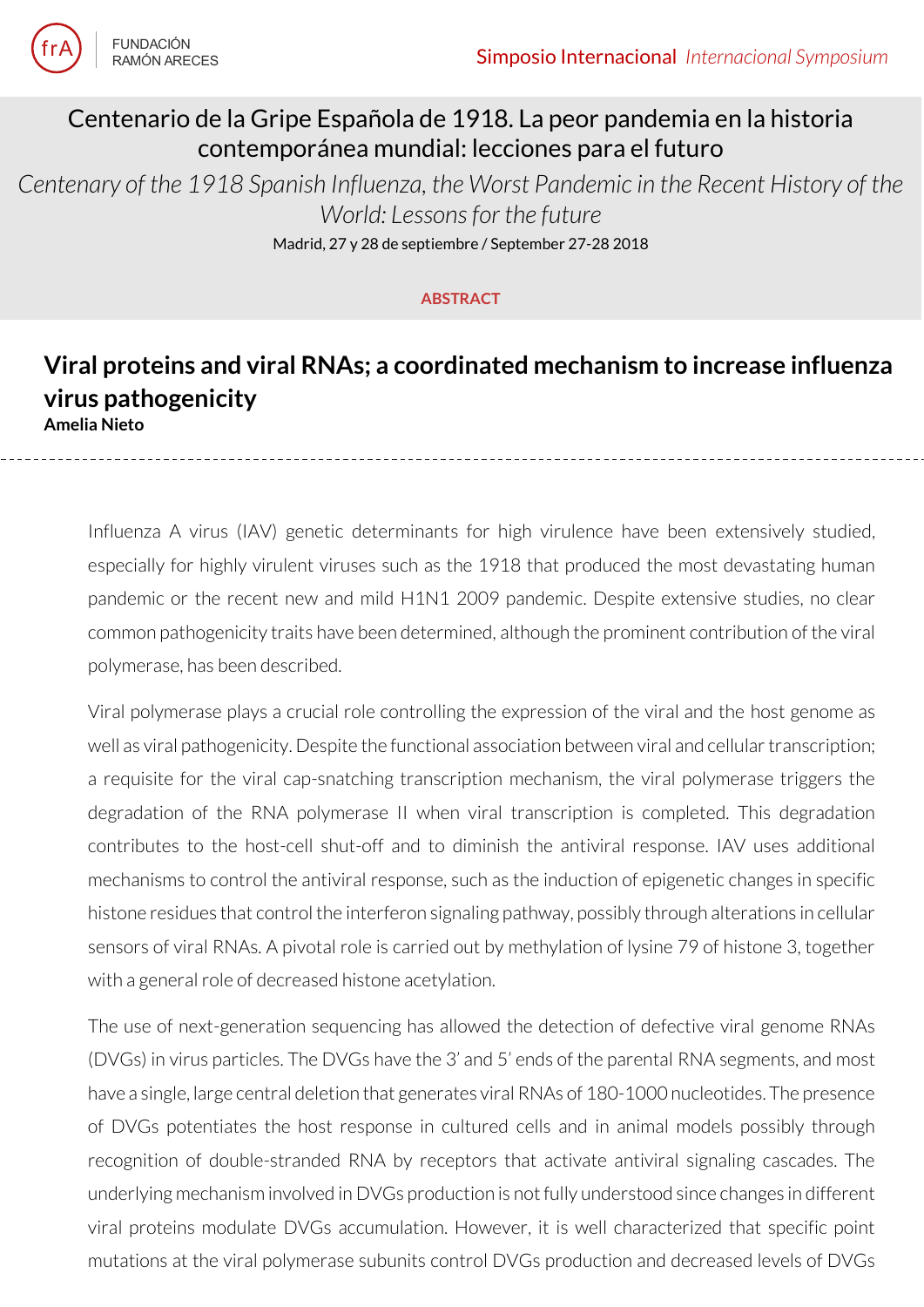Simposio Internacional *Internacional Symposium*

# Centenario de la Gripe Española de 1918. La peor pandemia en la historia contemporánea mundial: lecciones para el futuro

*Centenary of the 1918 Spanish Influenza, the Worst Pandemic in the Recent History of the World: Lessons for the future*

Madrid, 27 y 28 de septiembre / September 27-28 2018

**ABSTRACT**

## Viral proteins and viral RNAs; a coordinated mechanism to increase influenza virus pathogenicity

**Amelia Nieto**

Influenza A virus (IAV) genetic determinants for high virulence have been extensively studied, especially for highly virulent viruses such as the 1918 that produced the most devastating human pandemic or the recent new and mild H1N1 2009 pandemic. Despite extensive studies, no clear common pathogenicity traits have been determined, although the prominent contribution of the viral polymerase, has been described.

Viral polymerase plays a crucial role controlling the expression of the viral and the host genome as well as viral pathogenicity. Despite the functional association between viral and cellular transcription; a requisite for the viral cap-snatching transcription mechanism, the viral polymerase triggers the degradation of the RNA polymerase II when viral transcription is completed. This degradation contributes to the host-cell shut-off and to diminish the antiviral response. IAV uses additional mechanisms to control the antiviral response, such as the induction of epigenetic changes in specific histone residues that control the interferon signaling pathway, possibly through alterations in cellular sensors of viral RNAs. A pivotal role is carried out by methylation of lysine 79 of histone 3, together with a general role of decreased histone acetylation.

The use of next-generation sequencing has allowed the detection of defective viral genome RNAs (DVGs) in virus particles. The DVGs have the 3' and 5' ends of the parental RNA segments, and most have a single, large central deletion that generates viral RNAs of 180-1000 nucleotides. The presence of DVGs potentiates the host response in cultured cells and in animal models possibly through recognition of double-stranded RNA by receptors that activate antiviral signaling cascades. The underlying mechanism involved in DVGs production is not fully understood since changes in different viral proteins modulate DVGs accumulation. However, it is well characterized that specific point mutations at the viral polymerase subunits control DVGs production and decreased levels of DVGs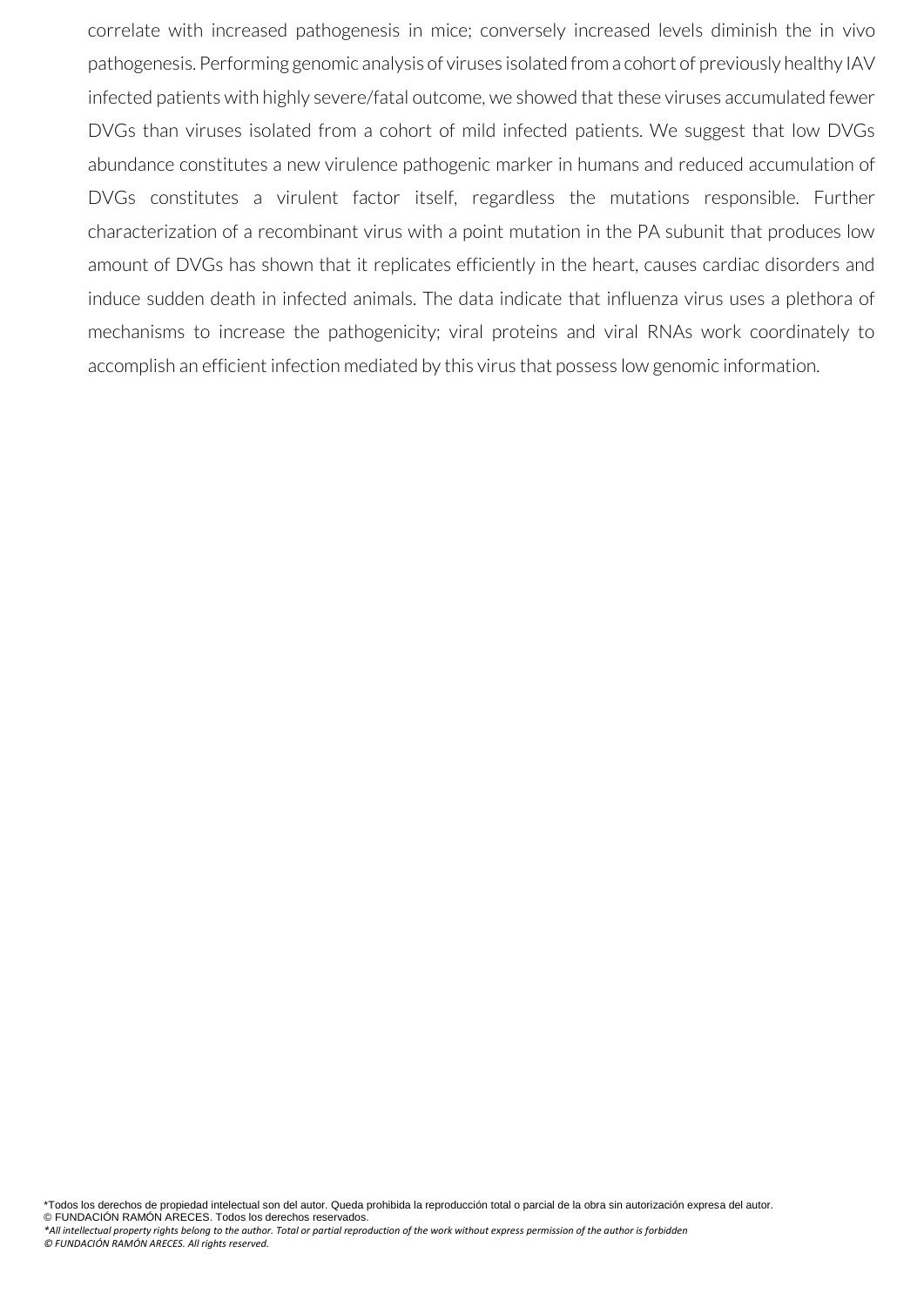correlate with increased pathogenesis in mice; conversely increased levels diminish the in vivo pathogenesis. Performing genomic analysis of viruses isolated from a cohort of previously healthy IAV infected patients with highly severe/fatal outcome, we showed that these viruses accumulated fewer DVGs than viruses isolated from a cohort of mild infected patients. We suggest that low DVGs abundance constitutes a new virulence pathogenic marker in humans and reduced accumulation of DVGs constitutes a virulent factor itself, regardless the mutations responsible. Further characterization of a recombinant virus with a point mutation in the PA subunit that produces low amount of DVGs has shown that it replicates efficiently in the heart, causes cardiac disorders and induce sudden death in infected animals. The data indicate that influenza virus uses a plethora of mechanisms to increase the pathogenicity; viral proteins and viral RNAs work coordinately to accomplish an efficient infection mediated by this virus that possess low genomic information.

*Todos los derechos de propiedad intelectual son del autor. Queda prohibida la reproducción total o parcial de la obra sin autorización expresa del autor.
© FUNDACIÓN RAMÓN ARECES. Todos los derechos reservados.

*\*All intellectual property rights belong to the author. Total or partial reproduction of the work without express permission of the author is forbidden*
*© FUNDACIÓN RAMÓN ARECES. All rights reserved.*